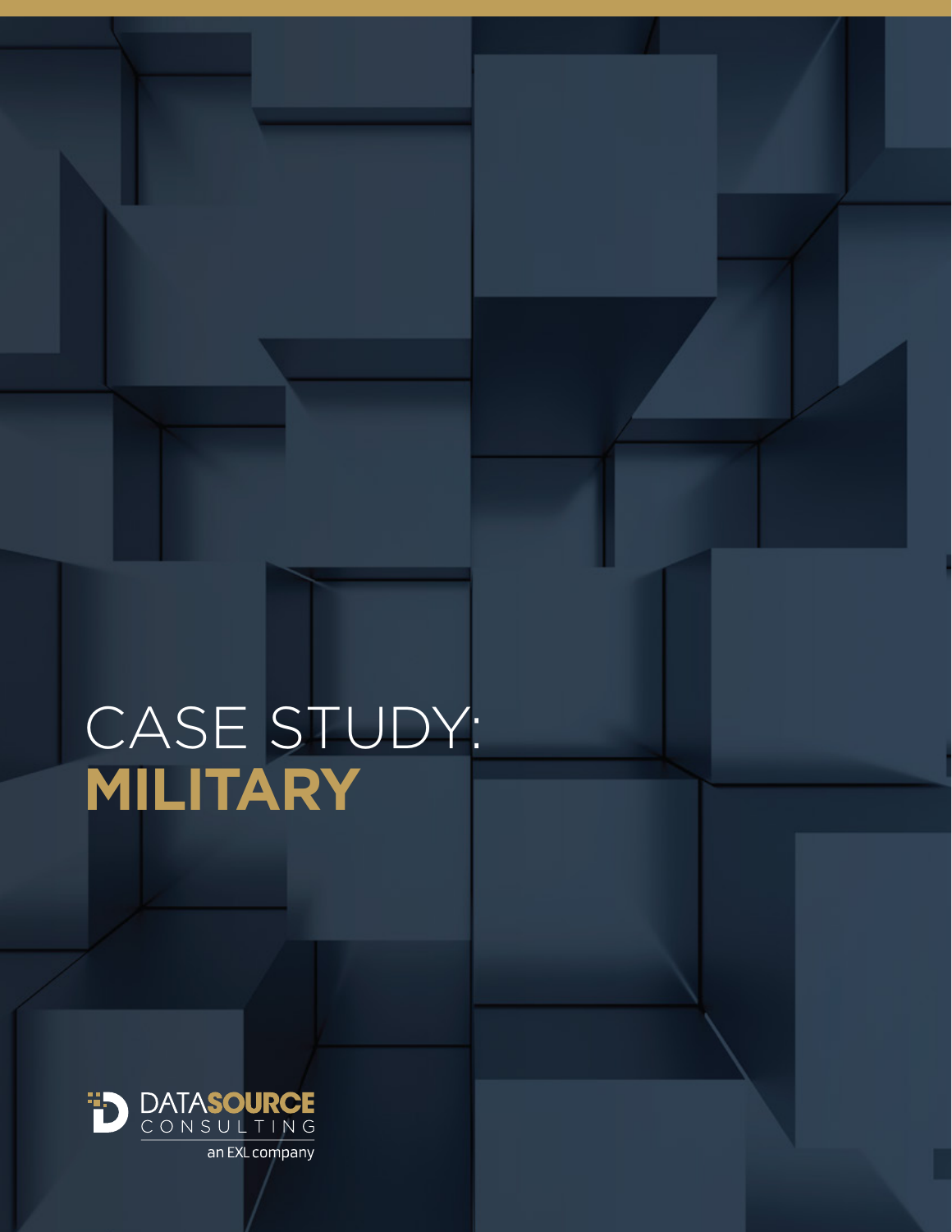# CASE STUDY: **MILITARY**

DATASOURCE
CONSULTING
an EXL company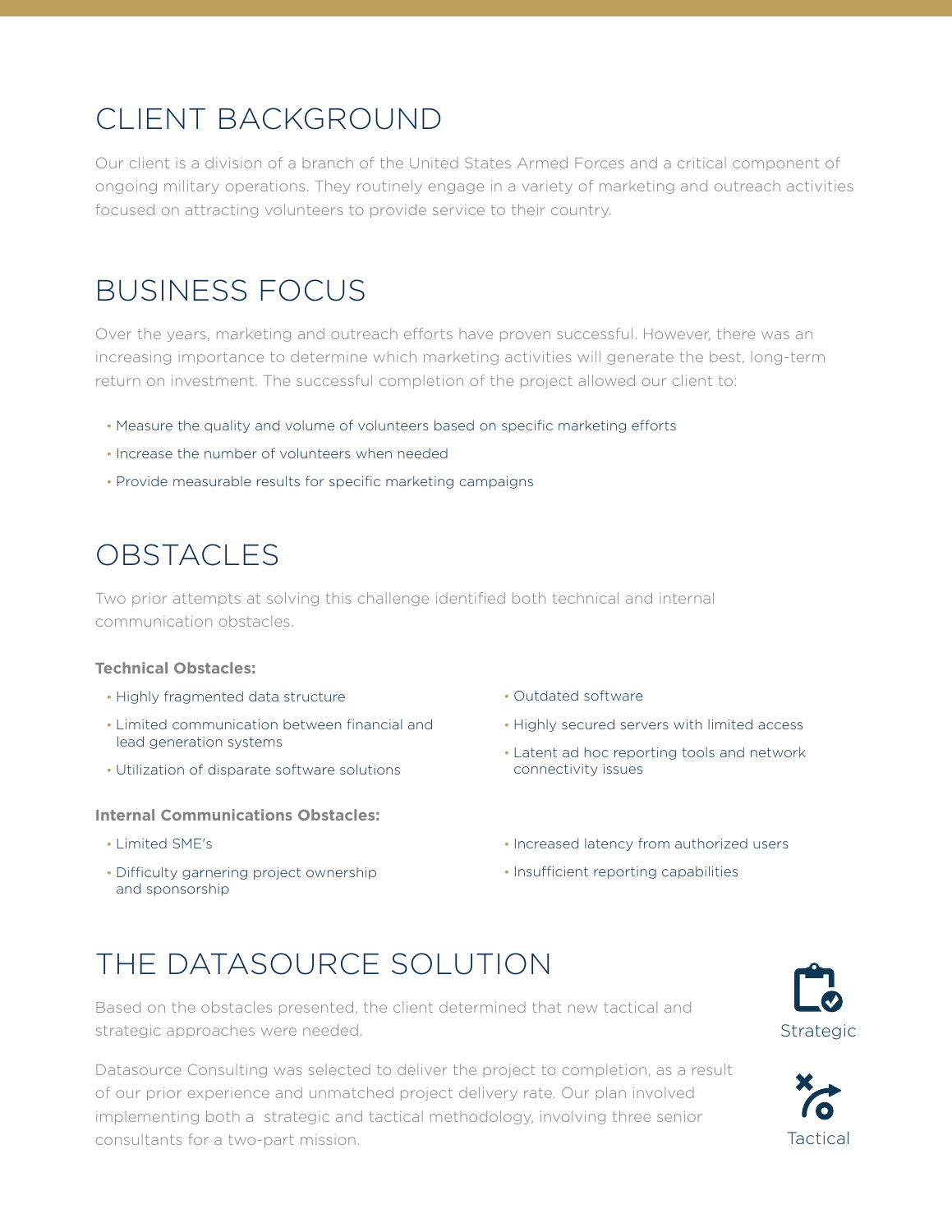# CLIENT BACKGROUND

Our client is a division of a branch of the United States Armed Forces and a critical component of ongoing military operations. They routinely engage in a variety of marketing and outreach activities focused on attracting volunteers to provide service to their country.

# BUSINESS FOCUS

Over the years, marketing and outreach efforts have proven successful. However, there was an increasing importance to determine which marketing activities will generate the best, long-term return on investment. The successful completion of the project allowed our client to:

- Measure the quality and volume of volunteers based on specific marketing efforts
- Increase the number of volunteers when needed
- Provide measurable results for specific marketing campaigns

# OBSTACLES

Two prior attempts at solving this challenge identified both technical and internal communication obstacles.

**Technical Obstacles:**

- Highly fragmented data structure
- Limited communication between financial and lead generation systems
- Utilization of disparate software solutions
- Outdated software
- Highly secured servers with limited access
- Latent ad hoc reporting tools and network connectivity issues

**Internal Communications Obstacles:**

- Limited SME's
- Difficulty garnering project ownership and sponsorship
- Increased latency from authorized users
- Insufficient reporting capabilities

# THE DATASOURCE SOLUTION

Based on the obstacles presented, the client determined that new tactical and strategic approaches were needed.

Datasource Consulting was selected to deliver the project to completion, as a result of our prior experience and unmatched project delivery rate. Our plan involved implementing both a strategic and tactical methodology, involving three senior consultants for a two-part mission.

Strategic

Tactical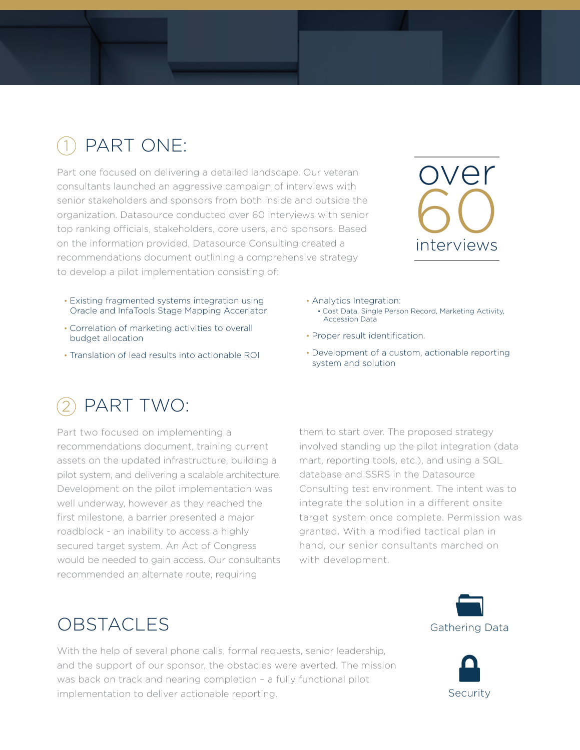## 1 PART ONE:

Part one focused on delivering a detailed landscape. Our veteran consultants launched an aggressive campaign of interviews with senior stakeholders and sponsors from both inside and outside the organization. Datasource conducted over 60 interviews with senior top ranking officials, stakeholders, core users, and sponsors. Based on the information provided, Datasource Consulting created a recommendations document outlining a comprehensive strategy to develop a pilot implementation consisting of:

over 60 interviews

- Existing fragmented systems integration using Oracle and InfaTools Stage Mapping Accerlator
- Correlation of marketing activities to overall budget allocation
- Translation of lead results into actionable ROI
- Analytics Integration:
  - Cost Data, Single Person Record, Marketing Activity, Accession Data
- Proper result identification.
- Development of a custom, actionable reporting system and solution

## 2 PART TWO:

Part two focused on implementing a recommendations document, training current assets on the updated infrastructure, building a pilot system, and delivering a scalable architecture. Development on the pilot implementation was well underway, however as they reached the first milestone, a barrier presented a major roadblock - an inability to access a highly secured target system. An Act of Congress would be needed to gain access. Our consultants recommended an alternate route, requiring them to start over. The proposed strategy involved standing up the pilot integration (data mart, reporting tools, etc.), and using a SQL database and SSRS in the Datasource Consulting test environment. The intent was to integrate the solution in a different onsite target system once complete. Permission was granted. With a modified tactical plan in hand, our senior consultants marched on with development.

## OBSTACLES

With the help of several phone calls, formal requests, senior leadership, and the support of our sponsor, the obstacles were averted. The mission was back on track and nearing completion – a fully functional pilot implementation to deliver actionable reporting.

Gathering Data

Security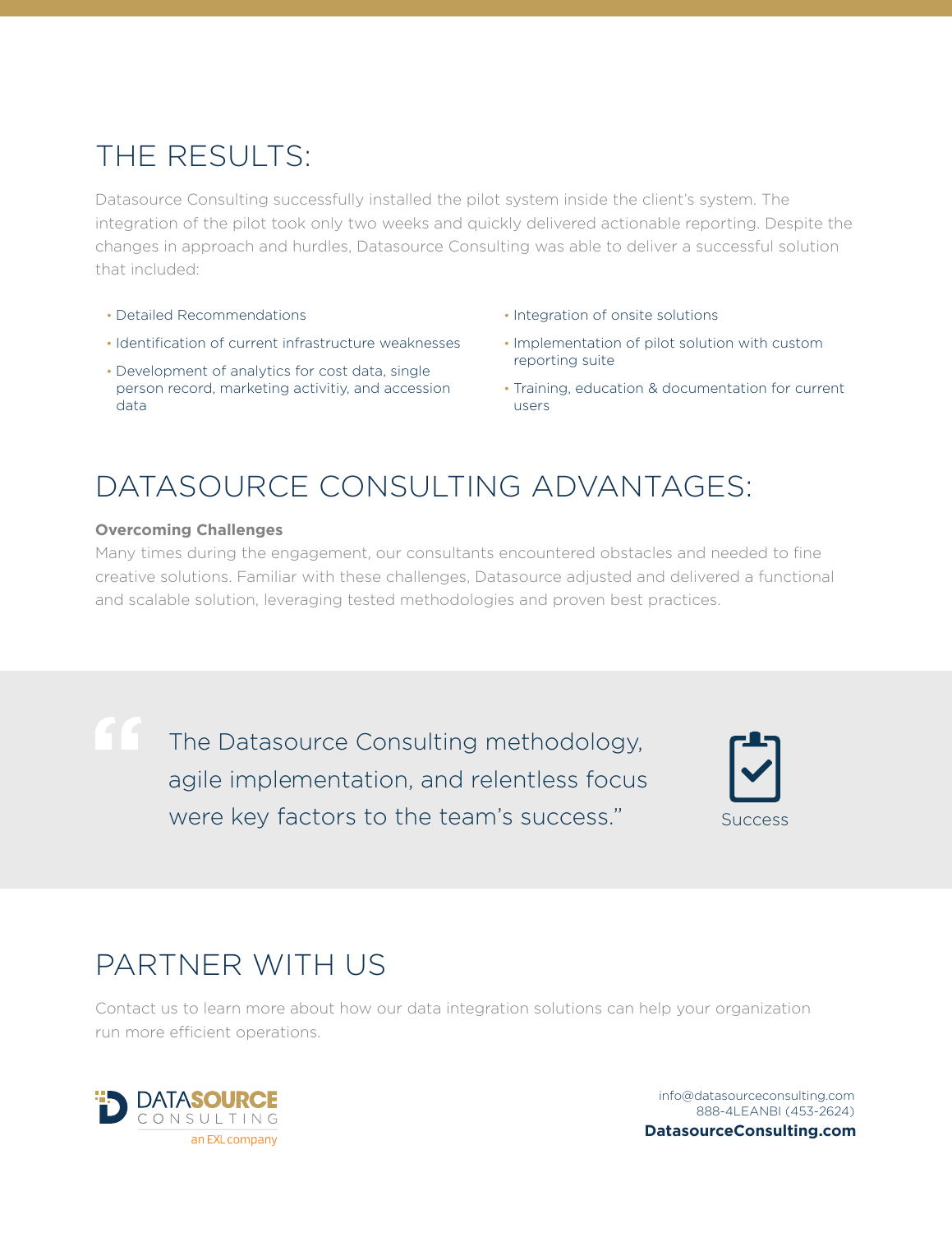# THE RESULTS:

Datasource Consulting successfully installed the pilot system inside the client's system. The integration of the pilot took only two weeks and quickly delivered actionable reporting. Despite the changes in approach and hurdles, Datasource Consulting was able to deliver a successful solution that included:

- Detailed Recommendations
- Identification of current infrastructure weaknesses
- Development of analytics for cost data, single person record, marketing activitiy, and accession data
- Integration of onsite solutions
- Implementation of pilot solution with custom reporting suite
- Training, education & documentation for current users

# DATASOURCE CONSULTING ADVANTAGES:

**Overcoming Challenges**

Many times during the engagement, our consultants encountered obstacles and needed to fine creative solutions. Familiar with these challenges, Datasource adjusted and delivered a functional and scalable solution, leveraging tested methodologies and proven best practices.

> "The Datasource Consulting methodology, agile implementation, and relentless focus were key factors to the team's success."

Success

# PARTNER WITH US

Contact us to learn more about how our data integration solutions can help your organization run more efficient operations.

DATASOURCE CONSULTING
an EXL company

info@datasourceconsulting.com
888-4LEANBI (453-2624)
**DatasourceConsulting.com**